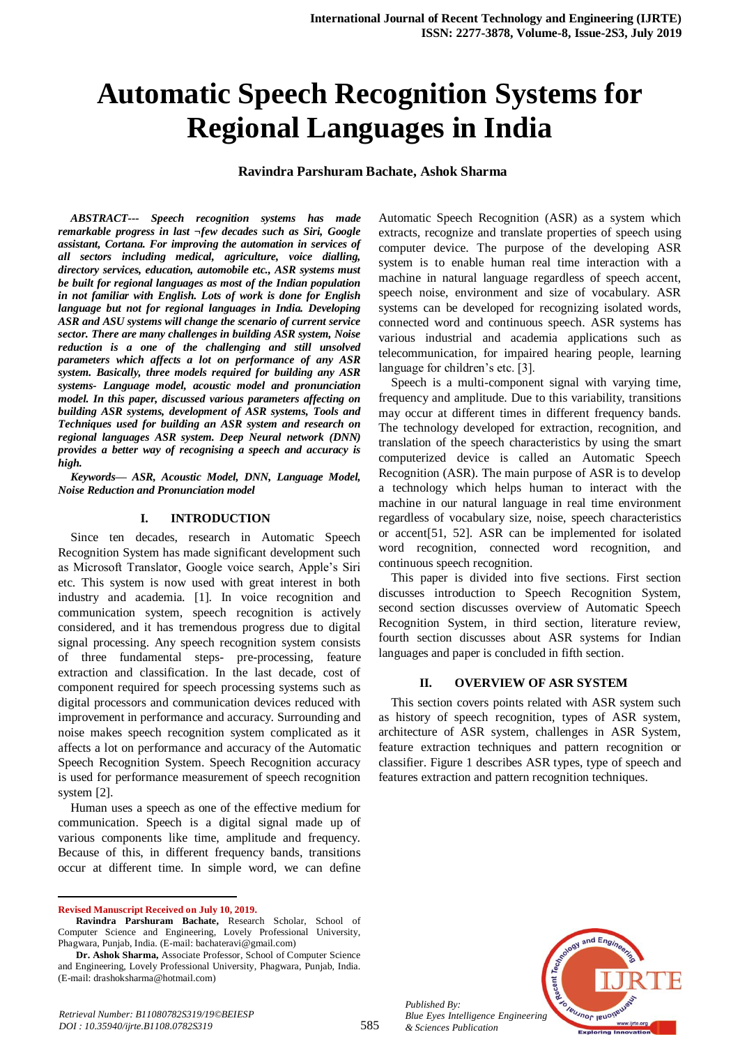# Automatic Speech Recognition Systems for Regional Languages in India

**Ravindra Parshuram Bachate, Ashok Sharma**

***ABSTRACT--- Speech recognition systems has made remarkable progress in last ¬few decades such as Siri, Google assistant, Cortana. For improving the automation in services of all sectors including medical, agriculture, voice dialling, directory services, education, automobile etc., ASR systems must be built for regional languages as most of the Indian population in not familiar with English. Lots of work is done for English language but not for regional languages in India. Developing ASR and ASU systems will change the scenario of current service sector. There are many challenges in building ASR system, Noise reduction is a one of the challenging and still unsolved parameters which affects a lot on performance of any ASR system. Basically, three models required for building any ASR systems- Language model, acoustic model and pronunciation model. In this paper, discussed various parameters affecting on building ASR systems, development of ASR systems, Tools and Techniques used for building an ASR system and research on regional languages ASR system. Deep Neural network (DNN) provides a better way of recognizing a speech and accuracy is high.***

***Keywords— ASR, Acoustic Model, DNN, Language Model, Noise Reduction and Pronunciation model***

## I. INTRODUCTION

Since ten decades, research in Automatic Speech Recognition System has made significant development such as Microsoft Translator, Google voice search, Apple's Siri etc. This system is now used with great interest in both industry and academia. [1]. In voice recognition and communication system, speech recognition is actively considered, and it has tremendous progress due to digital signal processing. Any speech recognition system consists of three fundamental steps- pre-processing, feature extraction and classification. In the last decade, cost of component required for speech processing systems such as digital processors and communication devices reduced with improvement in performance and accuracy. Surrounding and noise makes speech recognition system complicated as it affects a lot on performance and accuracy of the Automatic Speech Recognition System. Speech Recognition accuracy is used for performance measurement of speech recognition system [2].

Human uses a speech as one of the effective medium for communication. Speech is a digital signal made up of various components like time, amplitude and frequency. Because of this, in different frequency bands, transitions occur at different time. In simple word, we can define Automatic Speech Recognition (ASR) as a system which extracts, recognize and translate properties of speech using computer device. The purpose of the developing ASR system is to enable human real time interaction with a machine in natural language regardless of speech accent, speech noise, environment and size of vocabulary. ASR systems can be developed for recognizing isolated words, connected word and continuous speech. ASR systems has various industrial and academia applications such as telecommunication, for impaired hearing people, learning language for children's etc. [3].

Speech is a multi-component signal with varying time, frequency and amplitude. Due to this variability, transitions may occur at different times in different frequency bands. The technology developed for extraction, recognition, and translation of the speech characteristics by using the smart computerized device is called an Automatic Speech Recognition (ASR). The main purpose of ASR is to develop a technology which helps human to interact with the machine in our natural language in real time environment regardless of vocabulary size, noise, speech characteristics or accent[51, 52]. ASR can be implemented for isolated word recognition, connected word recognition, and continuous speech recognition.

This paper is divided into five sections. First section discusses introduction to Speech Recognition System, second section discusses overview of Automatic Speech Recognition System, in third section, literature review, fourth section discusses about ASR systems for Indian languages and paper is concluded in fifth section.

## II. OVERVIEW OF ASR SYSTEM

This section covers points related with ASR system such as history of speech recognition, types of ASR system, architecture of ASR system, challenges in ASR System, feature extraction techniques and pattern recognition or classifier. Figure 1 describes ASR types, type of speech and features extraction and pattern recognition techniques.

---

**Revised Manuscript Received on July 10, 2019.**

**Ravindra Parshuram Bachate,** Research Scholar, School of Computer Science and Engineering, Lovely Professional University, Phagwara, Punjab, India. (E-mail: bachateravi@gmail.com)

**Dr. Ashok Sharma,** Associate Professor, School of Computer Science and Engineering, Lovely Professional University, Phagwara, Punjab, India. (E-mail: drashoksharma@hotmail.com)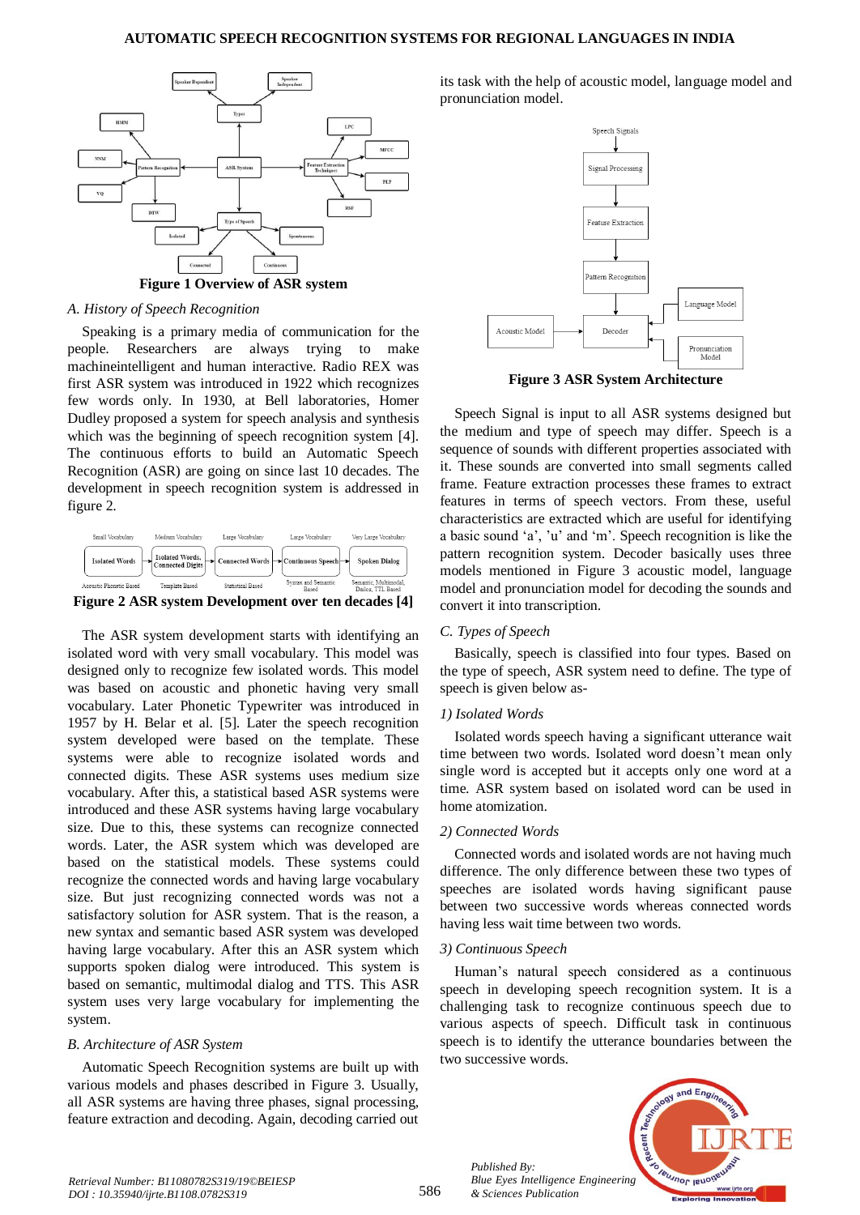**Figure 1 Overview of ASR system**

### A. History of Speech Recognition

Speaking is a primary media of communication for the people. Researchers are always trying to make machineintelligent and human interactive. Radio REX was first ASR system was introduced in 1922 which recognizes few words only. In 1930, at Bell laboratories, Homer Dudley proposed a system for speech analysis and synthesis which was the beginning of speech recognition system [4]. The continuous efforts to build an Automatic Speech Recognition (ASR) are going on since last 10 decades. The development in speech recognition system is addressed in figure 2.

**Figure 2 ASR system Development over ten decades [4]**

The ASR system development starts with identifying an isolated word with very small vocabulary. This model was designed only to recognize few isolated words. This model was based on acoustic and phonetic having very small vocabulary. Later Phonetic Typewriter was introduced in 1957 by H. Belar et al. [5]. Later the speech recognition system developed were based on the template. These systems were able to recognize isolated words and connected digits. These ASR systems uses medium size vocabulary. After this, a statistical based ASR systems were introduced and these ASR systems having large vocabulary size. Due to this, these systems can recognize connected words. Later, the ASR system which was developed are based on the statistical models. These systems could recognize the connected words and having large vocabulary size. But just recognizing connected words was not a satisfactory solution for ASR system. That is the reason, a new syntax and semantic based ASR system was developed having large vocabulary. After this an ASR system which supports spoken dialog were introduced. This system is based on semantic, multimodal dialog and TTS. This ASR system uses very large vocabulary for implementing the system.

### B. Architecture of ASR System

Automatic Speech Recognition systems are built up with various models and phases described in Figure 3. Usually, all ASR systems are having three phases, signal processing, feature extraction and decoding. Again, decoding carried out its task with the help of acoustic model, language model and pronunciation model.

**Figure 3 ASR System Architecture**

Speech Signal is input to all ASR systems designed but the medium and type of speech may differ. Speech is a sequence of sounds with different properties associated with it. These sounds are converted into small segments called frame. Feature extraction processes these frames to extract features in terms of speech vectors. From these, useful characteristics are extracted which are useful for identifying a basic sound 'a', 'u' and 'm'. Speech recognition is like the pattern recognition system. Decoder basically uses three models mentioned in Figure 3 acoustic model, language model and pronunciation model for decoding the sounds and convert it into transcription.

### C. Types of Speech

Basically, speech is classified into four types. Based on the type of speech, ASR system need to define. The type of speech is given below as-

#### 1) Isolated Words

Isolated words speech having a significant utterance wait time between two words. Isolated word doesn't mean only single word is accepted but it accepts only one word at a time. ASR system based on isolated word can be used in home atomization.

#### 2) Connected Words

Connected words and isolated words are not having much difference. The only difference between these two types of speeches are isolated words having significant pause between two successive words whereas connected words having less wait time between two words.

#### 3) Continuous Speech

Human's natural speech considered as a continuous speech in developing speech recognition system. It is a challenging task to recognize continuous speech due to various aspects of speech. Difficult task in continuous speech is to identify the utterance boundaries between the two successive words.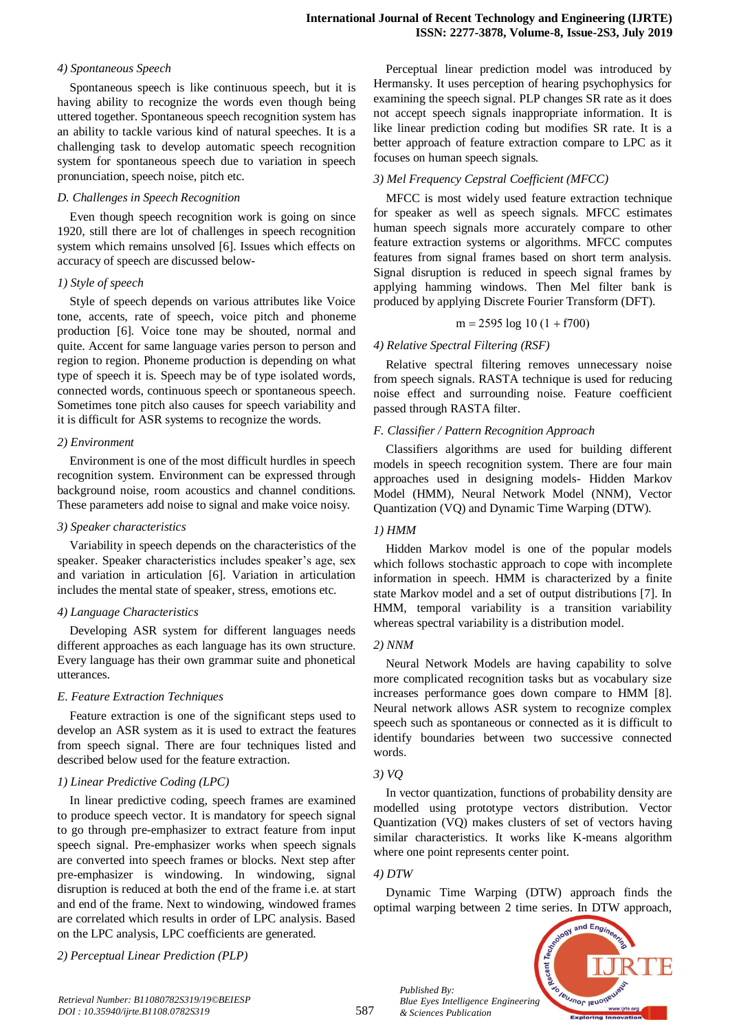#### 4) Spontaneous Speech

Spontaneous speech is like continuous speech, but it is having ability to recognize the words even though being uttered together. Spontaneous speech recognition system has an ability to tackle various kind of natural speeches. It is a challenging task to develop automatic speech recognition system for spontaneous speech due to variation in speech pronunciation, speech noise, pitch etc.

### D. Challenges in Speech Recognition

Even though speech recognition work is going on since 1920, still there are lot of challenges in speech recognition system which remains unsolved [6]. Issues which effects on accuracy of speech are discussed below-

#### 1) Style of speech

Style of speech depends on various attributes like Voice tone, accents, rate of speech, voice pitch and phoneme production [6]. Voice tone may be shouted, normal and quite. Accent for same language varies person to person and region to region. Phoneme production is depending on what type of speech it is. Speech may be of type isolated words, connected words, continuous speech or spontaneous speech. Sometimes tone pitch also causes for speech variability and it is difficult for ASR systems to recognize the words.

#### 2) Environment

Environment is one of the most difficult hurdles in speech recognition system. Environment can be expressed through background noise, room acoustics and channel conditions. These parameters add noise to signal and make voice noisy.

#### 3) Speaker characteristics

Variability in speech depends on the characteristics of the speaker. Speaker characteristics includes speaker's age, sex and variation in articulation [6]. Variation in articulation includes the mental state of speaker, stress, emotions etc.

#### 4) Language Characteristics

Developing ASR system for different languages needs different approaches as each language has its own structure. Every language has their own grammar suite and phonetical utterances.

### E. Feature Extraction Techniques

Feature extraction is one of the significant steps used to develop an ASR system as it is used to extract the features from speech signal. There are four techniques listed and described below used for the feature extraction.

#### 1) Linear Predictive Coding (LPC)

In linear predictive coding, speech frames are examined to produce speech vector. It is mandatory for speech signal to go through pre-emphasizer to extract feature from input speech signal. Pre-emphasizer works when speech signals are converted into speech frames or blocks. Next step after pre-emphasizer is windowing. In windowing, signal disruption is reduced at both the end of the frame i.e. at start and end of the frame. Next to windowing, windowed frames are correlated which results in order of LPC analysis. Based on the LPC analysis, LPC coefficients are generated.

#### 2) Perceptual Linear Prediction (PLP)

Perceptual linear prediction model was introduced by Hermansky. It uses perception of hearing psychophysics for examining the speech signal. PLP changes SR rate as it does not accept speech signals inappropriate information. It is like linear prediction coding but modifies SR rate. It is a better approach of feature extraction compare to LPC as it focuses on human speech signals.

#### 3) Mel Frequency Cepstral Coefficient (MFCC)

MFCC is most widely used feature extraction technique for speaker as well as speech signals. MFCC estimates human speech signals more accurately compare to other feature extraction systems or algorithms. MFCC computes features from signal frames based on short term analysis. Signal disruption is reduced in speech signal frames by applying hamming windows. Then Mel filter bank is produced by applying Discrete Fourier Transform (DFT).

$$m = 2595 \log 10 (1 + f700)$$

#### 4) Relative Spectral Filtering (RSF)

Relative spectral filtering removes unnecessary noise from speech signals. RASTA technique is used for reducing noise effect and surrounding noise. Feature coefficient passed through RASTA filter.

### F. Classifier / Pattern Recognition Approach

Classifiers algorithms are used for building different models in speech recognition system. There are four main approaches used in designing models- Hidden Markov Model (HMM), Neural Network Model (NNM), Vector Quantization (VQ) and Dynamic Time Warping (DTW).

#### 1) HMM

Hidden Markov model is one of the popular models which follows stochastic approach to cope with incomplete information in speech. HMM is characterized by a finite state Markov model and a set of output distributions [7]. In HMM, temporal variability is a transition variability whereas spectral variability is a distribution model.

#### 2) NNM

Neural Network Models are having capability to solve more complicated recognition tasks but as vocabulary size increases performance goes down compare to HMM [8]. Neural network allows ASR system to recognize complex speech such as spontaneous or connected as it is difficult to identify boundaries between two successive connected words.

#### 3) VQ

In vector quantization, functions of probability density are modelled using prototype vectors distribution. Vector Quantization (VQ) makes clusters of set of vectors having similar characteristics. It works like K-means algorithm where one point represents center point.

#### 4) DTW

Dynamic Time Warping (DTW) approach finds the optimal warping between 2 time series. In DTW approach,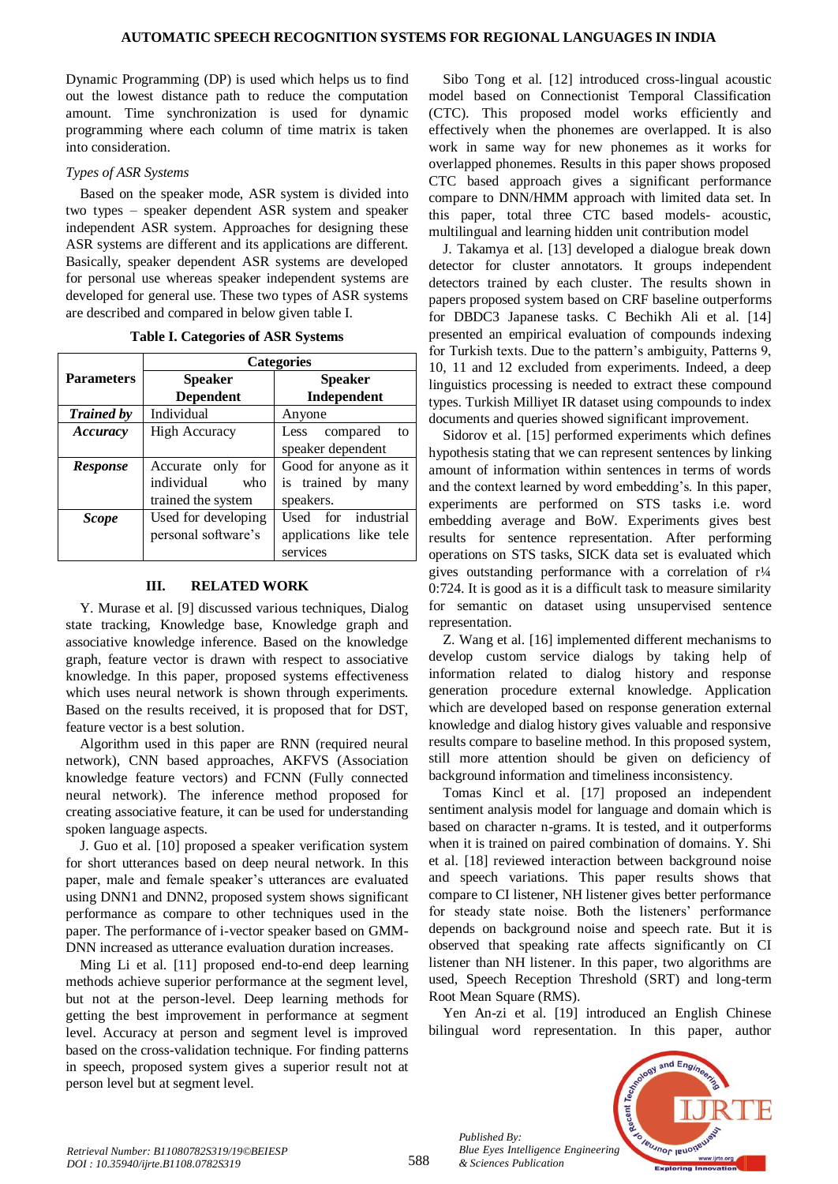Dynamic Programming (DP) is used which helps us to find out the lowest distance path to reduce the computation amount. Time synchronization is used for dynamic programming where each column of time matrix is taken into consideration.

*Types of ASR Systems*

Based on the speaker mode, ASR system is divided into two types – speaker dependent ASR system and speaker independent ASR system. Approaches for designing these ASR systems are different and its applications are different. Basically, speaker dependent ASR systems are developed for personal use whereas speaker independent systems are developed for general use. These two types of ASR systems are described and compared in below given table I.

**Table I. Categories of ASR Systems**

| Parameters | Categories | |
|---|---|---|
| | **Speaker Dependent** | **Speaker Independent** |
| ***Trained by*** | Individual | Anyone |
| ***Accuracy*** | High Accuracy | Less compared to speaker dependent |
| ***Response*** | Accurate only for individual who trained the system | Good for anyone as it is trained by many speakers. |
| ***Scope*** | Used for developing personal software's | Used for industrial applications like tele services |

## III. RELATED WORK

Y. Murase et al. [9] discussed various techniques, Dialog state tracking, Knowledge base, Knowledge graph and associative knowledge inference. Based on the knowledge graph, feature vector is drawn with respect to associative knowledge. In this paper, proposed systems effectiveness which uses neural network is shown through experiments. Based on the results received, it is proposed that for DST, feature vector is a best solution.

Algorithm used in this paper are RNN (required neural network), CNN based approaches, AKFVS (Association knowledge feature vectors) and FCNN (Fully connected neural network). The inference method proposed for creating associative feature, it can be used for understanding spoken language aspects.

J. Guo et al. [10] proposed a speaker verification system for short utterances based on deep neural network. In this paper, male and female speaker's utterances are evaluated using DNN1 and DNN2, proposed system shows significant performance as compare to other techniques used in the paper. The performance of i-vector speaker based on GMM-DNN increased as utterance evaluation duration increases.

Ming Li et al. [11] proposed end-to-end deep learning methods achieve superior performance at the segment level, but not at the person-level. Deep learning methods for getting the best improvement in performance at segment level. Accuracy at person and segment level is improved based on the cross-validation technique. For finding patterns in speech, proposed system gives a superior result not at person level but at segment level.

Sibo Tong et al. [12] introduced cross-lingual acoustic model based on Connectionist Temporal Classification (CTC). This proposed model works efficiently and effectively when the phonemes are overlapped. It is also work in same way for new phonemes as it works for overlapped phonemes. Results in this paper shows proposed CTC based approach gives a significant performance compare to DNN/HMM approach with limited data set. In this paper, total three CTC based models- acoustic, multilingual and learning hidden unit contribution model

J. Takamya et al. [13] developed a dialogue break down detector for cluster annotators. It groups independent detectors trained by each cluster. The results shown in papers proposed system based on CRF baseline outperforms for DBDC3 Japanese tasks. C Bechikh Ali et al. [14] presented an empirical evaluation of compounds indexing for Turkish texts. Due to the pattern's ambiguity, Patterns 9, 10, 11 and 12 excluded from experiments. Indeed, a deep linguistics processing is needed to extract these compound types. Turkish Milliyet IR dataset using compounds to index documents and queries showed significant improvement.

Sidorov et al. [15] performed experiments which defines hypothesis stating that we can represent sentences by linking amount of information within sentences in terms of words and the context learned by word embedding's. In this paper, experiments are performed on STS tasks i.e. word embedding average and BoW. Experiments gives best results for sentence representation. After performing operations on STS tasks, SICK data set is evaluated which gives outstanding performance with a correlation of r¼ 0:724. It is good as it is a difficult task to measure similarity for semantic on dataset using unsupervised sentence representation.

Z. Wang et al. [16] implemented different mechanisms to develop custom service dialogs by taking help of information related to dialog history and response generation procedure external knowledge. Application which are developed based on response generation external knowledge and dialog history gives valuable and responsive results compare to baseline method. In this proposed system, still more attention should be given on deficiency of background information and timeliness inconsistency.

Tomas Kincl et al. [17] proposed an independent sentiment analysis model for language and domain which is based on character n-grams. It is tested, and it outperforms when it is trained on paired combination of domains. Y. Shi et al. [18] reviewed interaction between background noise and speech variations. This paper results shows that compare to CI listener, NH listener gives better performance for steady state noise. Both the listeners' performance depends on background noise and speech rate. But it is observed that speaking rate affects significantly on CI listener than NH listener. In this paper, two algorithms are used, Speech Reception Threshold (SRT) and long-term Root Mean Square (RMS).

Yen An-zi et al. [19] introduced an English Chinese bilingual word representation. In this paper, author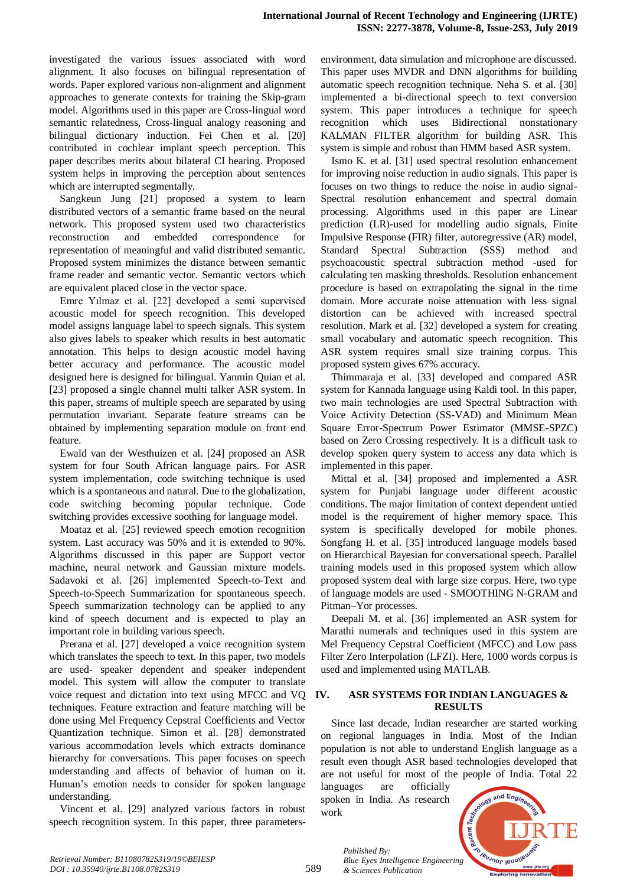investigated the various issues associated with word alignment. It also focuses on bilingual representation of words. Paper explored various non-alignment and alignment approaches to generate contexts for training the Skip-gram model. Algorithms used in this paper are Cross-lingual word semantic relatedness, Cross-lingual analogy reasoning and bilingual dictionary induction. Fei Chen et al. [20] contributed in cochlear implant speech perception. This paper describes merits about bilateral CI hearing. Proposed system helps in improving the perception about sentences which are interrupted segmentally.

Sangkeun Jung [21] proposed a system to learn distributed vectors of a semantic frame based on the neural network. This proposed system used two characteristics reconstruction and embedded correspondence for representation of meaningful and valid distributed semantic. Proposed system minimizes the distance between semantic frame reader and semantic vector. Semantic vectors which are equivalent placed close in the vector space.

Emre Yılmaz et al. [22] developed a semi supervised acoustic model for speech recognition. This developed model assigns language label to speech signals. This system also gives labels to speaker which results in best automatic annotation. This helps to design acoustic model having better accuracy and performance. The acoustic model designed here is designed for bilingual. Yanmin Quian et al. [23] proposed a single channel multi talker ASR system. In this paper, streams of multiple speech are separated by using permutation invariant. Separate feature streams can be obtained by implementing separation module on front end feature.

Ewald van der Westhuizen et al. [24] proposed an ASR system for four South African language pairs. For ASR system implementation, code switching technique is used which is a spontaneous and natural. Due to the globalization, code switching becoming popular technique. Code switching provides excessive soothing for language model.

Moataz et al. [25] reviewed speech emotion recognition system. Last accuracy was 50% and it is extended to 90%. Algorithms discussed in this paper are Support vector machine, neural network and Gaussian mixture models. Sadavoki et al. [26] implemented Speech-to-Text and Speech-to-Speech Summarization for spontaneous speech. Speech summarization technology can be applied to any kind of speech document and is expected to play an important role in building various speech.

Prerana et al. [27] developed a voice recognition system which translates the speech to text. In this paper, two models are used- speaker dependent and speaker independent model. This system will allow the computer to translate voice request and dictation into text using MFCC and VQ techniques. Feature extraction and feature matching will be done using Mel Frequency Cepstral Coefficients and Vector Quantization technique. Simon et al. [28] demonstrated various accommodation levels which extracts dominance hierarchy for conversations. This paper focuses on speech understanding and affects of behavior of human on it. Human's emotion needs to consider for spoken language understanding.

Vincent et al. [29] analyzed various factors in robust speech recognition system. In this paper, three parameters- environment, data simulation and microphone are discussed. This paper uses MVDR and DNN algorithms for building automatic speech recognition technique. Neha S. et al. [30] implemented a bi-directional speech to text conversion system. This paper introduces a technique for speech recognition which uses Bidirectional nonstationary KALMAN FILTER algorithm for building ASR. This system is simple and robust than HMM based ASR system.

Ismo K. et al. [31] used spectral resolution enhancement for improving noise reduction in audio signals. This paper is focuses on two things to reduce the noise in audio signal- Spectral resolution enhancement and spectral domain processing. Algorithms used in this paper are Linear prediction (LR)-used for modelling audio signals, Finite Impulsive Response (FIR) filter, autoregressive (AR) model, Standard Spectral Subtraction (SSS) method and psychoacoustic spectral subtraction method -used for calculating ten masking thresholds. Resolution enhancement procedure is based on extrapolating the signal in the time domain. More accurate noise attenuation with less signal distortion can be achieved with increased spectral resolution. Mark et al. [32] developed a system for creating small vocabulary and automatic speech recognition. This ASR system requires small size training corpus. This proposed system gives 67% accuracy.

Thimmaraja et al. [33] developed and compared ASR system for Kannada language using Kaldi tool. In this paper, two main technologies are used Spectral Subtraction with Voice Activity Detection (SS-VAD) and Minimum Mean Square Error-Spectrum Power Estimator (MMSE-SPZC) based on Zero Crossing respectively. It is a difficult task to develop spoken query system to access any data which is implemented in this paper.

Mittal et al. [34] proposed and implemented a ASR system for Punjabi language under different acoustic conditions. The major limitation of context dependent untied model is the requirement of higher memory space. This system is specifically developed for mobile phones. Songfang H. et al. [35] introduced language models based on Hierarchical Bayesian for conversational speech. Parallel training models used in this proposed system which allow proposed system deal with large size corpus. Here, two type of language models are used - SMOOTHING N-GRAM and Pitman–Yor processes.

Deepali M. et al. [36] implemented an ASR system for Marathi numerals and techniques used in this system are Mel Frequency Cepstral Coefficient (MFCC) and Low pass Filter Zero Interpolation (LFZI). Here, 1000 words corpus is used and implemented using MATLAB.

## IV. ASR SYSTEMS FOR INDIAN LANGUAGES & RESULTS

Since last decade, Indian researcher are started working on regional languages in India. Most of the Indian population is not able to understand English language as a result even though ASR based technologies developed that are not useful for most of the people of India. Total 22 languages are officially spoken in India. As research work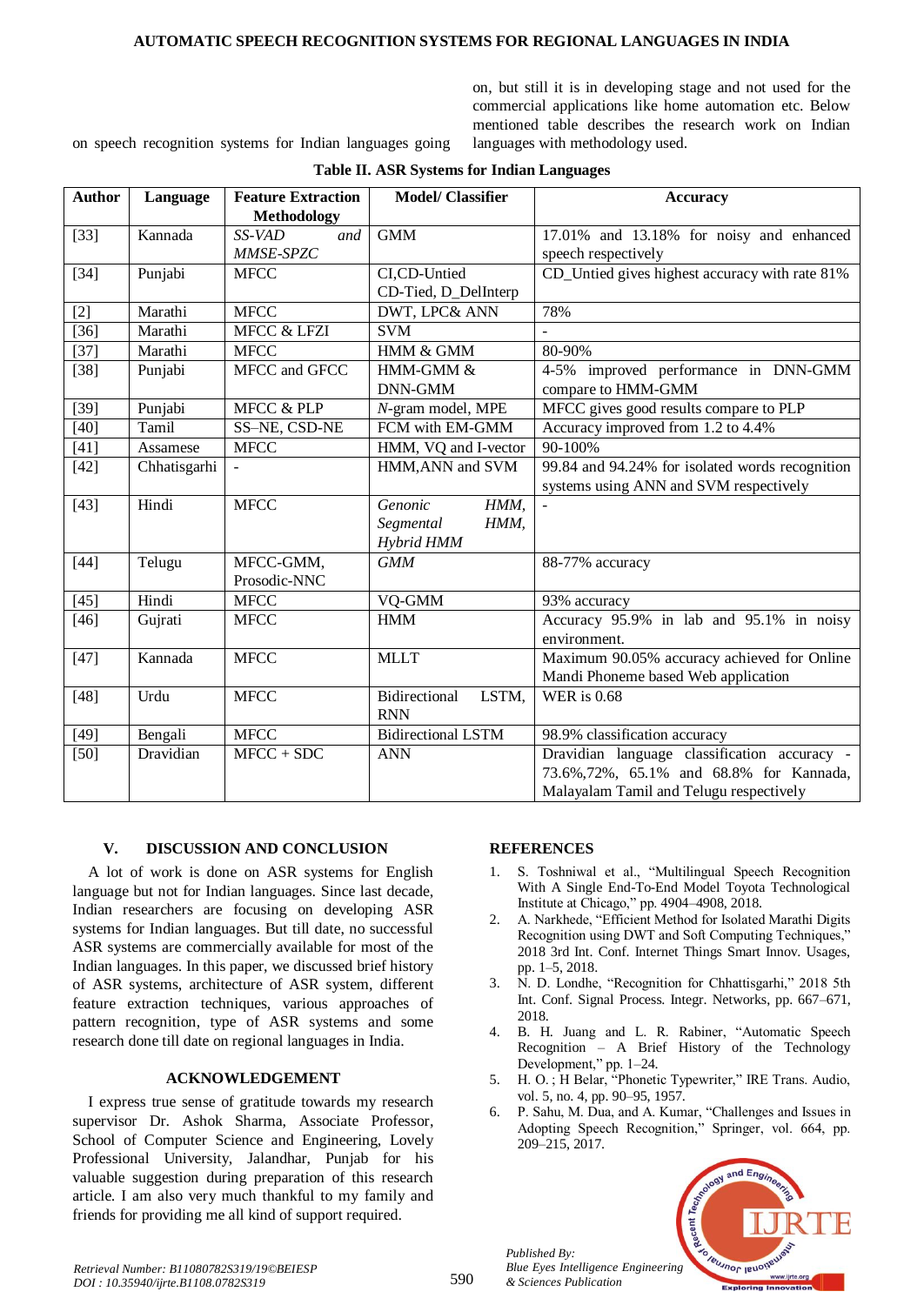on speech recognition systems for Indian languages going on, but still it is in developing stage and not used for the commercial applications like home automation etc. Below mentioned table describes the research work on Indian languages with methodology used.

**Table II. ASR Systems for Indian Languages**

| Author | Language | Feature Extraction Methodology | Model/ Classifier | Accuracy |
|---|---|---|---|---|
| [33] | Kannada | *SS-VAD and MMSE-SPZC* | GMM | 17.01% and 13.18% for noisy and enhanced speech respectively |
| [34] | Punjabi | MFCC | CI,CD-Untied CD-Tied, D_DelInterp | CD_Untied gives highest accuracy with rate 81% |
| [2] | Marathi | MFCC | DWT, LPC& ANN | 78% |
| [36] | Marathi | MFCC & LFZI | SVM | - |
| [37] | Marathi | MFCC | HMM & GMM | 80-90% |
| [38] | Punjabi | MFCC and GFCC | HMM-GMM & DNN-GMM | 4-5% improved performance in DNN-GMM compare to HMM-GMM |
| [39] | Punjabi | MFCC & PLP | *N*-gram model, MPE | MFCC gives good results compare to PLP |
| [40] | Tamil | SS–NE, CSD-NE | FCM with EM-GMM | Accuracy improved from 1.2 to 4.4% |
| [41] | Assamese | MFCC | HMM, VQ and I-vector | 90-100% |
| [42] | Chhatisgarhi | - | HMM,ANN and SVM | 99.84 and 94.24% for isolated words recognition systems using ANN and SVM respectively |
| [43] | Hindi | MFCC | *Genonic HMM, Segmental HMM, Hybrid HMM* | - |
| [44] | Telugu | MFCC-GMM, Prosodic-NNC | *GMM* | 88-77% accuracy |
| [45] | Hindi | MFCC | VQ-GMM | 93% accuracy |
| [46] | Gujrati | MFCC | HMM | Accuracy 95.9% in lab and 95.1% in noisy environment. |
| [47] | Kannada | MFCC | MLLT | Maximum 90.05% accuracy achieved for Online Mandi Phoneme based Web application |
| [48] | Urdu | MFCC | Bidirectional LSTM, RNN | WER is 0.68 |
| [49] | Bengali | MFCC | Bidirectional LSTM | 98.9% classification accuracy |
| [50] | Dravidian | MFCC + SDC | ANN | Dravidian language classification accuracy - 73.6%,72%, 65.1% and 68.8% for Kannada, Malayalam Tamil and Telugu respectively |

## V. DISCUSSION AND CONCLUSION

A lot of work is done on ASR systems for English language but not for Indian languages. Since last decade, Indian researchers are focusing on developing ASR systems for Indian languages. But till date, no successful ASR systems are commercially available for most of the Indian languages. In this paper, we discussed brief history of ASR systems, architecture of ASR system, different feature extraction techniques, various approaches of pattern recognition, type of ASR systems and some research done till date on regional languages in India.

## ACKNOWLEDGEMENT

I express true sense of gratitude towards my research supervisor Dr. Ashok Sharma, Associate Professor, School of Computer Science and Engineering, Lovely Professional University, Jalandhar, Punjab for his valuable suggestion during preparation of this research article. I am also very much thankful to my family and friends for providing me all kind of support required.

## REFERENCES

1. S. Toshniwal et al., "Multilingual Speech Recognition With A Single End-To-End Model Toyota Technological Institute at Chicago," pp. 4904–4908, 2018.
2. A. Narkhede, "Efficient Method for Isolated Marathi Digits Recognition using DWT and Soft Computing Techniques," 2018 3rd Int. Conf. Internet Things Smart Innov. Usages, pp. 1–5, 2018.
3. N. D. Londhe, "Recognition for Chhattisgarhi," 2018 5th Int. Conf. Signal Process. Integr. Networks, pp. 667–671, 2018.
4. B. H. Juang and L. R. Rabiner, "Automatic Speech Recognition – A Brief History of the Technology Development," pp. 1–24.
5. H. O. ; H Belar, "Phonetic Typewriter," IRE Trans. Audio, vol. 5, no. 4, pp. 90–95, 1957.
6. P. Sahu, M. Dua, and A. Kumar, "Challenges and Issues in Adopting Speech Recognition," Springer, vol. 664, pp. 209–215, 2017.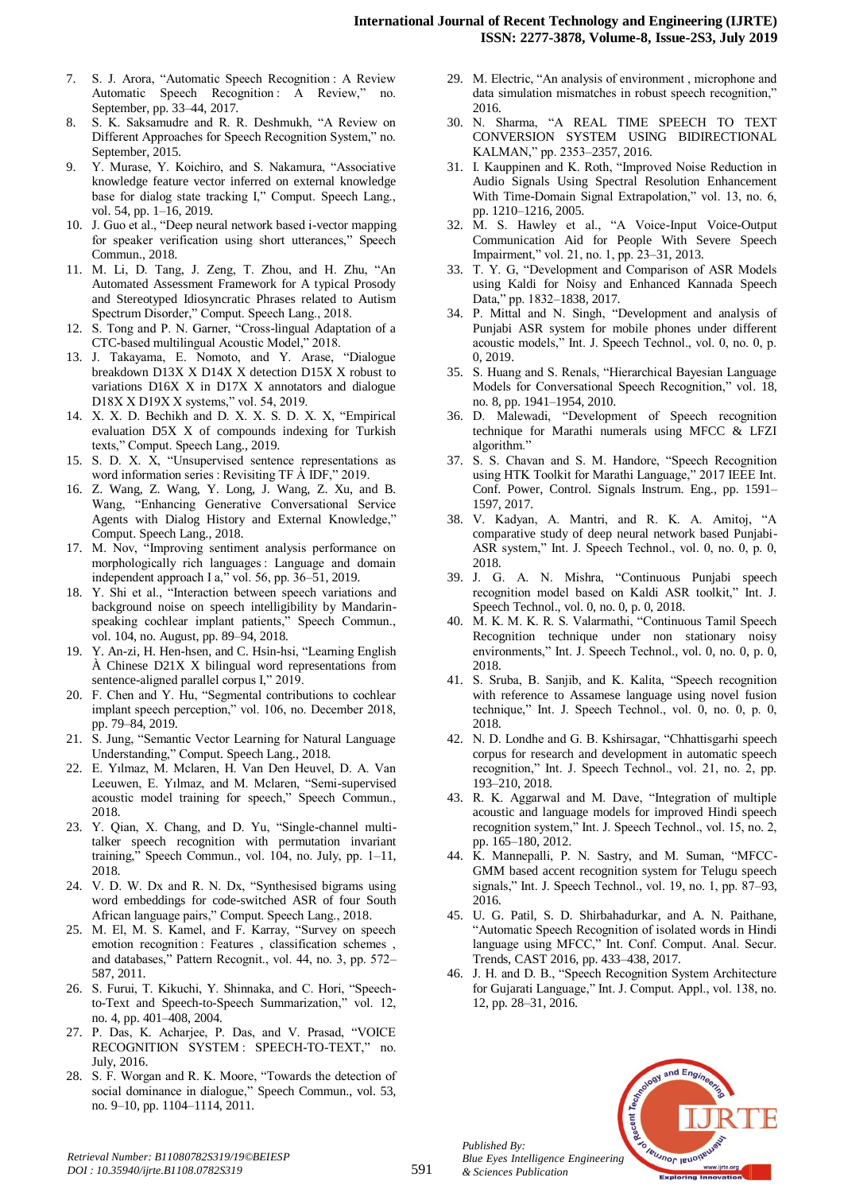7. S. J. Arora, "Automatic Speech Recognition : A Review Automatic Speech Recognition : A Review," no. September, pp. 33–44, 2017.
8. S. K. Saksamudre and R. R. Deshmukh, "A Review on Different Approaches for Speech Recognition System," no. September, 2015.
9. Y. Murase, Y. Koichiro, and S. Nakamura, "Associative knowledge feature vector inferred on external knowledge base for dialog state tracking I," Comput. Speech Lang., vol. 54, pp. 1–16, 2019.
10. J. Guo et al., "Deep neural network based i-vector mapping for speaker verification using short utterances," Speech Commun., 2018.
11. M. Li, D. Tang, J. Zeng, T. Zhou, and H. Zhu, "An Automated Assessment Framework for A typical Prosody and Stereotyped Idiosyncratic Phrases related to Autism Spectrum Disorder," Comput. Speech Lang., 2018.
12. S. Tong and P. N. Garner, "Cross-lingual Adaptation of a CTC-based multilingual Acoustic Model," 2018.
13. J. Takayama, E. Nomoto, and Y. Arase, "Dialogue breakdown D13X X D14X X detection D15X X robust to variations D16X X in D17X X annotators and dialogue D18X X D19X X systems," vol. 54, 2019.
14. X. X. D. Bechikh and D. X. X. S. D. X. X, "Empirical evaluation D5X X of compounds indexing for Turkish texts," Comput. Speech Lang., 2019.
15. S. D. X. X, "Unsupervised sentence representations as word information series : Revisiting TF À IDF," 2019.
16. Z. Wang, Z. Wang, Y. Long, J. Wang, Z. Xu, and B. Wang, "Enhancing Generative Conversational Service Agents with Dialog History and External Knowledge," Comput. Speech Lang., 2018.
17. M. Nov, "Improving sentiment analysis performance on morphologically rich languages : Language and domain independent approach I a," vol. 56, pp. 36–51, 2019.
18. Y. Shi et al., "Interaction between speech variations and background noise on speech intelligibility by Mandarin-speaking cochlear implant patients," Speech Commun., vol. 104, no. August, pp. 89–94, 2018.
19. Y. An-zi, H. Hen-hsen, and C. Hsin-hsi, "Learning English À Chinese D21X X bilingual word representations from sentence-aligned parallel corpus I," 2019.
20. F. Chen and Y. Hu, "Segmental contributions to cochlear implant speech perception," vol. 106, no. December 2018, pp. 79–84, 2019.
21. S. Jung, "Semantic Vector Learning for Natural Language Understanding," Comput. Speech Lang., 2018.
22. E. Yılmaz, M. Mclaren, H. Van Den Heuvel, D. A. Van Leeuwen, E. Yılmaz, and M. Mclaren, "Semi-supervised acoustic model training for speech," Speech Commun., 2018.
23. Y. Qian, X. Chang, and D. Yu, "Single-channel multi-talker speech recognition with permutation invariant training," Speech Commun., vol. 104, no. July, pp. 1–11, 2018.
24. V. D. W. Dx and R. N. Dx, "Synthesised bigrams using word embeddings for code-switched ASR of four South African language pairs," Comput. Speech Lang., 2018.
25. M. El, M. S. Kamel, and F. Karray, "Survey on speech emotion recognition : Features , classification schemes , and databases," Pattern Recognit., vol. 44, no. 3, pp. 572–587, 2011.
26. S. Furui, T. Kikuchi, Y. Shinnaka, and C. Hori, "Speech-to-Text and Speech-to-Speech Summarization," vol. 12, no. 4, pp. 401–408, 2004.
27. P. Das, K. Acharjee, P. Das, and V. Prasad, "VOICE RECOGNITION SYSTEM : SPEECH-TO-TEXT," no. July, 2016.
28. S. F. Worgan and R. K. Moore, "Towards the detection of social dominance in dialogue," Speech Commun., vol. 53, no. 9–10, pp. 1104–1114, 2011.
29. M. Electric, "An analysis of environment , microphone and data simulation mismatches in robust speech recognition," 2016.
30. N. Sharma, "A REAL TIME SPEECH TO TEXT CONVERSION SYSTEM USING BIDIRECTIONAL KALMAN," pp. 2353–2357, 2016.
31. I. Kauppinen and K. Roth, "Improved Noise Reduction in Audio Signals Using Spectral Resolution Enhancement With Time-Domain Signal Extrapolation," vol. 13, no. 6, pp. 1210–1216, 2005.
32. M. S. Hawley et al., "A Voice-Input Voice-Output Communication Aid for People With Severe Speech Impairment," vol. 21, no. 1, pp. 23–31, 2013.
33. T. Y. G, "Development and Comparison of ASR Models using Kaldi for Noisy and Enhanced Kannada Speech Data," pp. 1832–1838, 2017.
34. P. Mittal and N. Singh, "Development and analysis of Punjabi ASR system for mobile phones under different acoustic models," Int. J. Speech Technol., vol. 0, no. 0, p. 0, 2019.
35. S. Huang and S. Renals, "Hierarchical Bayesian Language Models for Conversational Speech Recognition," vol. 18, no. 8, pp. 1941–1954, 2010.
36. D. Malewadi, "Development of Speech recognition technique for Marathi numerals using MFCC & LFZI algorithm."
37. S. S. Chavan and S. M. Handore, "Speech Recognition using HTK Toolkit for Marathi Language," 2017 IEEE Int. Conf. Power, Control. Signals Instrum. Eng., pp. 1591–1597, 2017.
38. V. Kadyan, A. Mantri, and R. K. A. Amitoj, "A comparative study of deep neural network based Punjabi-ASR system," Int. J. Speech Technol., vol. 0, no. 0, p. 0, 2018.
39. J. G. A. N. Mishra, "Continuous Punjabi speech recognition model based on Kaldi ASR toolkit," Int. J. Speech Technol., vol. 0, no. 0, p. 0, 2018.
40. M. K. M. K. R. S. Valarmathi, "Continuous Tamil Speech Recognition technique under non stationary noisy environments," Int. J. Speech Technol., vol. 0, no. 0, p. 0, 2018.
41. S. Sruba, B. Sanjib, and K. Kalita, "Speech recognition with reference to Assamese language using novel fusion technique," Int. J. Speech Technol., vol. 0, no. 0, p. 0, 2018.
42. N. D. Londhe and G. B. Kshirsagar, "Chhattisgarhi speech corpus for research and development in automatic speech recognition," Int. J. Speech Technol., vol. 21, no. 2, pp. 193–210, 2018.
43. R. K. Aggarwal and M. Dave, "Integration of multiple acoustic and language models for improved Hindi speech recognition system," Int. J. Speech Technol., vol. 15, no. 2, pp. 165–180, 2012.
44. K. Mannepalli, P. N. Sastry, and M. Suman, "MFCC-GMM based accent recognition system for Telugu speech signals," Int. J. Speech Technol., vol. 19, no. 1, pp. 87–93, 2016.
45. U. G. Patil, S. D. Shirbahadurkar, and A. N. Paithane, "Automatic Speech Recognition of isolated words in Hindi language using MFCC," Int. Conf. Comput. Anal. Secur. Trends, CAST 2016, pp. 433–438, 2017.
46. J. H. and D. B., "Speech Recognition System Architecture for Gujarati Language," Int. J. Comput. Appl., vol. 138, no. 12, pp. 28–31, 2016.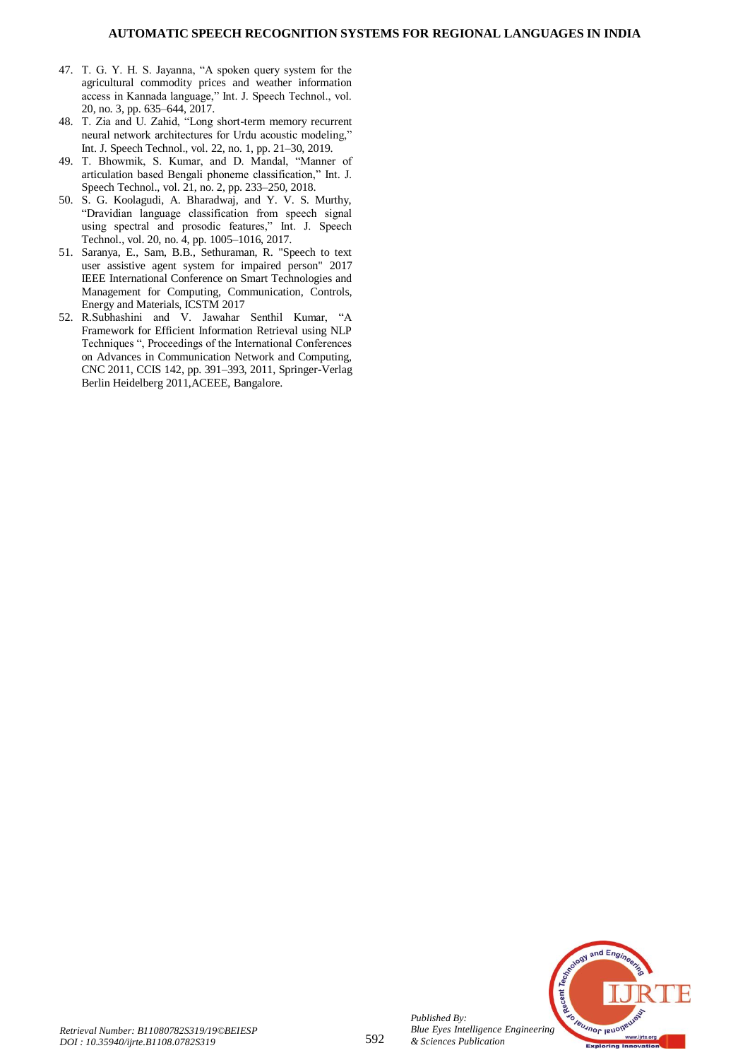47. T. G. Y. H. S. Jayanna, “A spoken query system for the agricultural commodity prices and weather information access in Kannada language,” Int. J. Speech Technol., vol. 20, no. 3, pp. 635–644, 2017.
48. T. Zia and U. Zahid, “Long short-term memory recurrent neural network architectures for Urdu acoustic modeling,” Int. J. Speech Technol., vol. 22, no. 1, pp. 21–30, 2019.
49. T. Bhowmik, S. Kumar, and D. Mandal, “Manner of articulation based Bengali phoneme classification,” Int. J. Speech Technol., vol. 21, no. 2, pp. 233–250, 2018.
50. S. G. Koolagudi, A. Bharadwaj, and Y. V. S. Murthy, “Dravidian language classification from speech signal using spectral and prosodic features,” Int. J. Speech Technol., vol. 20, no. 4, pp. 1005–1016, 2017.
51. Saranya, E., Sam, B.B., Sethuraman, R. "Speech to text user assistive agent system for impaired person" 2017 IEEE International Conference on Smart Technologies and Management for Computing, Communication, Controls, Energy and Materials, ICSTM 2017
52. R.Subhashini and V. Jawahar Senthil Kumar, “A Framework for Efficient Information Retrieval using NLP Techniques “, Proceedings of the International Conferences on Advances in Communication Network and Computing, CNC 2011, CCIS 142, pp. 391–393, 2011, Springer-Verlag Berlin Heidelberg 2011,ACEEE, Bangalore.